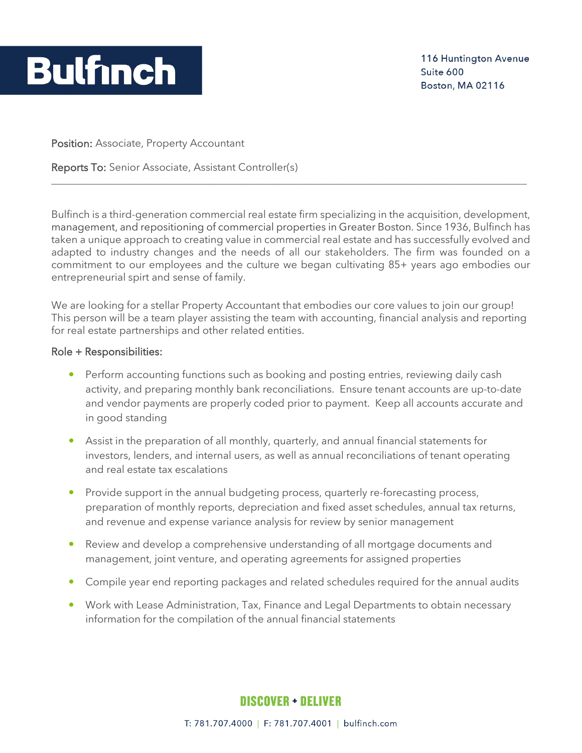# Bulfinch

116 Huntington Avenue
Suite 600
Boston, MA 02116

**Position:** Associate, Property Accountant

**Reports To:** Senior Associate, Assistant Controller(s)

---

Bulfinch is a third-generation commercial real estate firm specializing in the acquisition, development, management, and repositioning of commercial properties in Greater Boston. Since 1936, Bulfinch has taken a unique approach to creating value in commercial real estate and has successfully evolved and adapted to industry changes and the needs of all our stakeholders. The firm was founded on a commitment to our employees and the culture we began cultivating 85+ years ago embodies our entrepreneurial spirt and sense of family.

We are looking for a stellar Property Accountant that embodies our core values to join our group! This person will be a team player assisting the team with accounting, financial analysis and reporting for real estate partnerships and other related entities.

## Role + Responsibilities:

- Perform accounting functions such as booking and posting entries, reviewing daily cash activity, and preparing monthly bank reconciliations. Ensure tenant accounts are up-to-date and vendor payments are properly coded prior to payment. Keep all accounts accurate and in good standing
- Assist in the preparation of all monthly, quarterly, and annual financial statements for investors, lenders, and internal users, as well as annual reconciliations of tenant operating and real estate tax escalations
- Provide support in the annual budgeting process, quarterly re-forecasting process, preparation of monthly reports, depreciation and fixed asset schedules, annual tax returns, and revenue and expense variance analysis for review by senior management
- Review and develop a comprehensive understanding of all mortgage documents and management, joint venture, and operating agreements for assigned properties
- Compile year end reporting packages and related schedules required for the annual audits
- Work with Lease Administration, Tax, Finance and Legal Departments to obtain necessary information for the compilation of the annual financial statements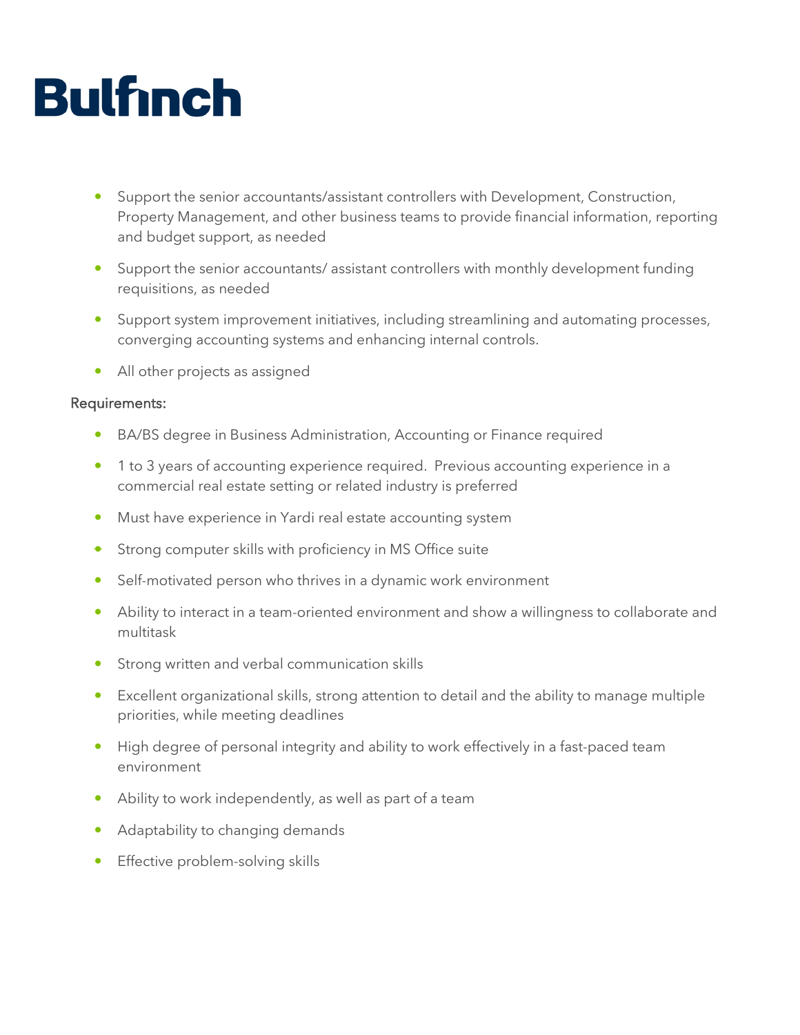- Support the senior accountants/assistant controllers with Development, Construction, Property Management, and other business teams to provide financial information, reporting and budget support, as needed
- Support the senior accountants/ assistant controllers with monthly development funding requisitions, as needed
- Support system improvement initiatives, including streamlining and automating processes, converging accounting systems and enhancing internal controls.
- All other projects as assigned

Requirements:

- BA/BS degree in Business Administration, Accounting or Finance required
- 1 to 3 years of accounting experience required. Previous accounting experience in a commercial real estate setting or related industry is preferred
- Must have experience in Yardi real estate accounting system
- Strong computer skills with proficiency in MS Office suite
- Self-motivated person who thrives in a dynamic work environment
- Ability to interact in a team-oriented environment and show a willingness to collaborate and multitask
- Strong written and verbal communication skills
- Excellent organizational skills, strong attention to detail and the ability to manage multiple priorities, while meeting deadlines
- High degree of personal integrity and ability to work effectively in a fast-paced team environment
- Ability to work independently, as well as part of a team
- Adaptability to changing demands
- Effective problem-solving skills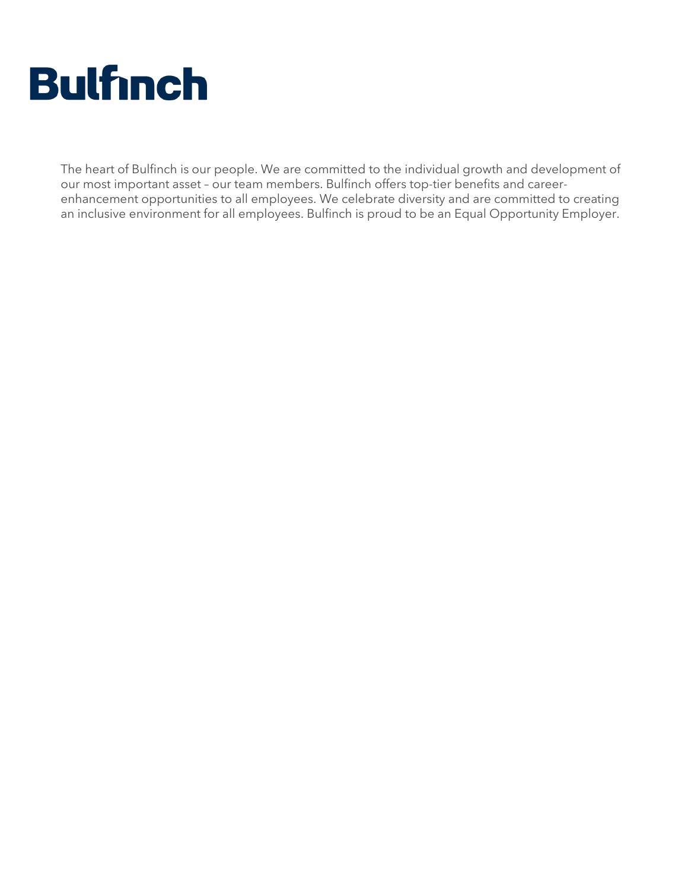# Bulfinch

The heart of Bulfinch is our people. We are committed to the individual growth and development of our most important asset – our team members. Bulfinch offers top-tier benefits and career-enhancement opportunities to all employees. We celebrate diversity and are committed to creating an inclusive environment for all employees. Bulfinch is proud to be an Equal Opportunity Employer.